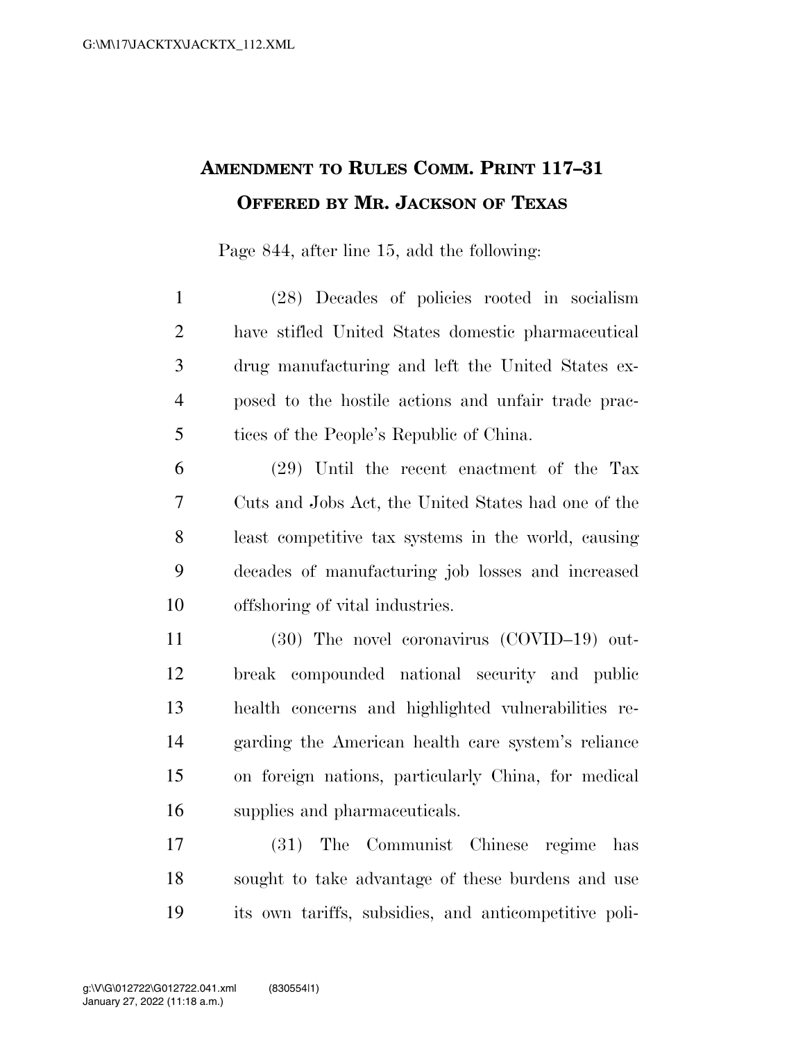# Amendment to Rules Comm. Print 117–31 Offered by Mr. Jackson of Texas

Page 844, after line 15, add the following:

(28) Decades of policies rooted in socialism have stifled United States domestic pharmaceutical drug manufacturing and left the United States exposed to the hostile actions and unfair trade practices of the People's Republic of China.

(29) Until the recent enactment of the Tax Cuts and Jobs Act, the United States had one of the least competitive tax systems in the world, causing decades of manufacturing job losses and increased offshoring of vital industries.

(30) The novel coronavirus (COVID–19) outbreak compounded national security and public health concerns and highlighted vulnerabilities regarding the American health care system's reliance on foreign nations, particularly China, for medical supplies and pharmaceuticals.

(31) The Communist Chinese regime has sought to take advantage of these burdens and use its own tariffs, subsidies, and anticompetitive poli-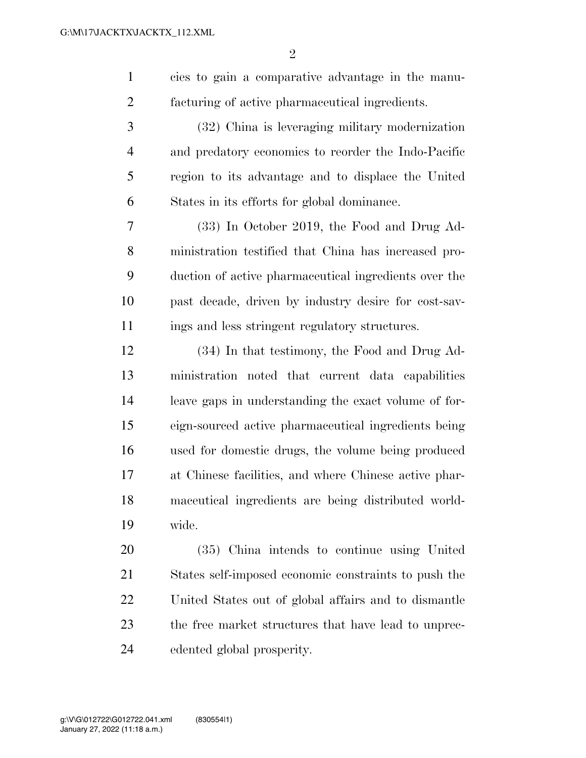cies to gain a comparative advantage in the manufacturing of active pharmaceutical ingredients.

(32) China is leveraging military modernization and predatory economics to reorder the Indo-Pacific region to its advantage and to displace the United States in its efforts for global dominance.

(33) In October 2019, the Food and Drug Administration testified that China has increased production of active pharmaceutical ingredients over the past decade, driven by industry desire for cost-savings and less stringent regulatory structures.

(34) In that testimony, the Food and Drug Administration noted that current data capabilities leave gaps in understanding the exact volume of foreign-sourced active pharmaceutical ingredients being used for domestic drugs, the volume being produced at Chinese facilities, and where Chinese active pharmaceutical ingredients are being distributed worldwide.

(35) China intends to continue using United States self-imposed economic constraints to push the United States out of global affairs and to dismantle the free market structures that have lead to unprecedented global prosperity.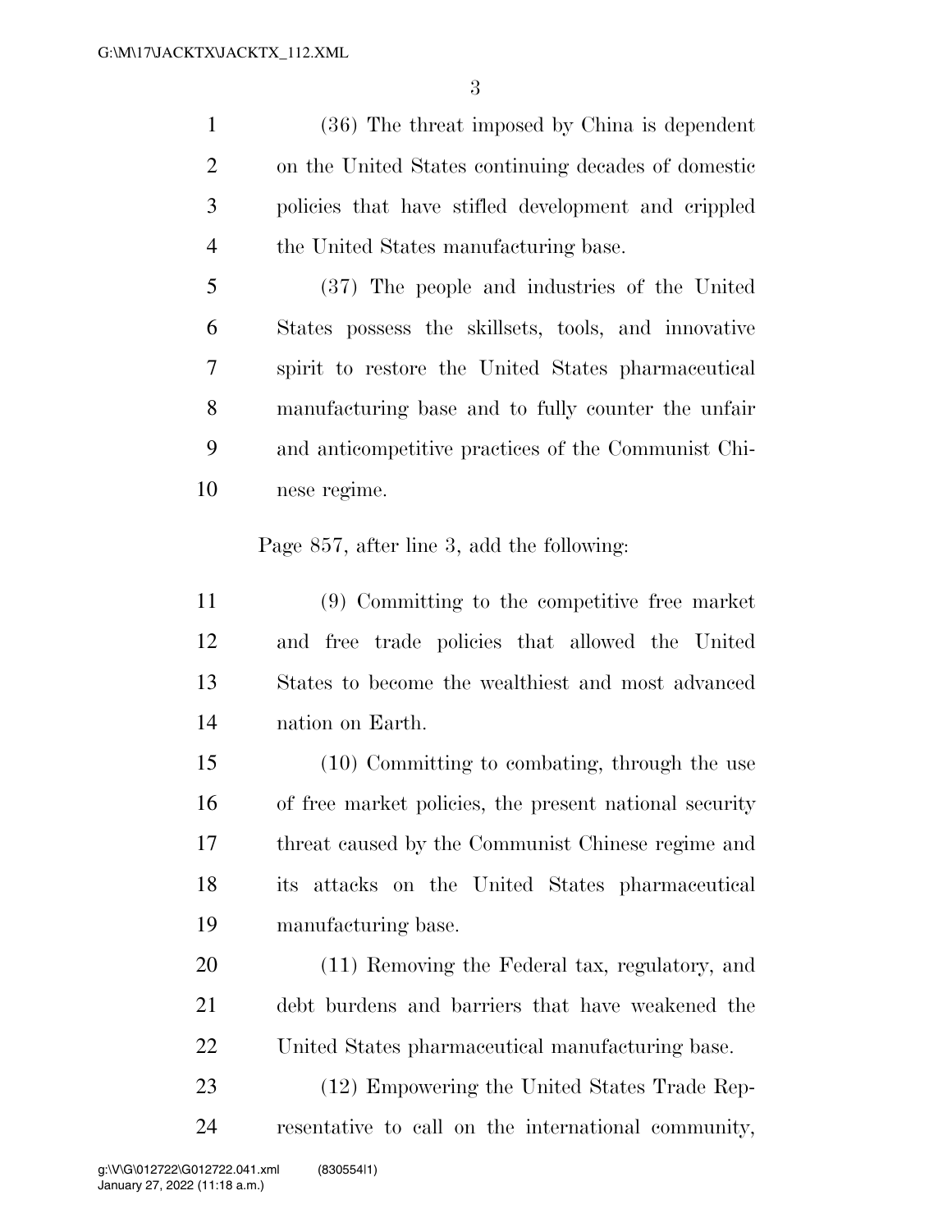(36) The threat imposed by China is dependent on the United States continuing decades of domestic policies that have stifled development and crippled the United States manufacturing base.

(37) The people and industries of the United States possess the skillsets, tools, and innovative spirit to restore the United States pharmaceutical manufacturing base and to fully counter the unfair and anticompetitive practices of the Communist Chinese regime.

Page 857, after line 3, add the following:

(9) Committing to the competitive free market and free trade policies that allowed the United States to become the wealthiest and most advanced nation on Earth.

(10) Committing to combating, through the use of free market policies, the present national security threat caused by the Communist Chinese regime and its attacks on the United States pharmaceutical manufacturing base.

(11) Removing the Federal tax, regulatory, and debt burdens and barriers that have weakened the United States pharmaceutical manufacturing base.

(12) Empowering the United States Trade Representative to call on the international community,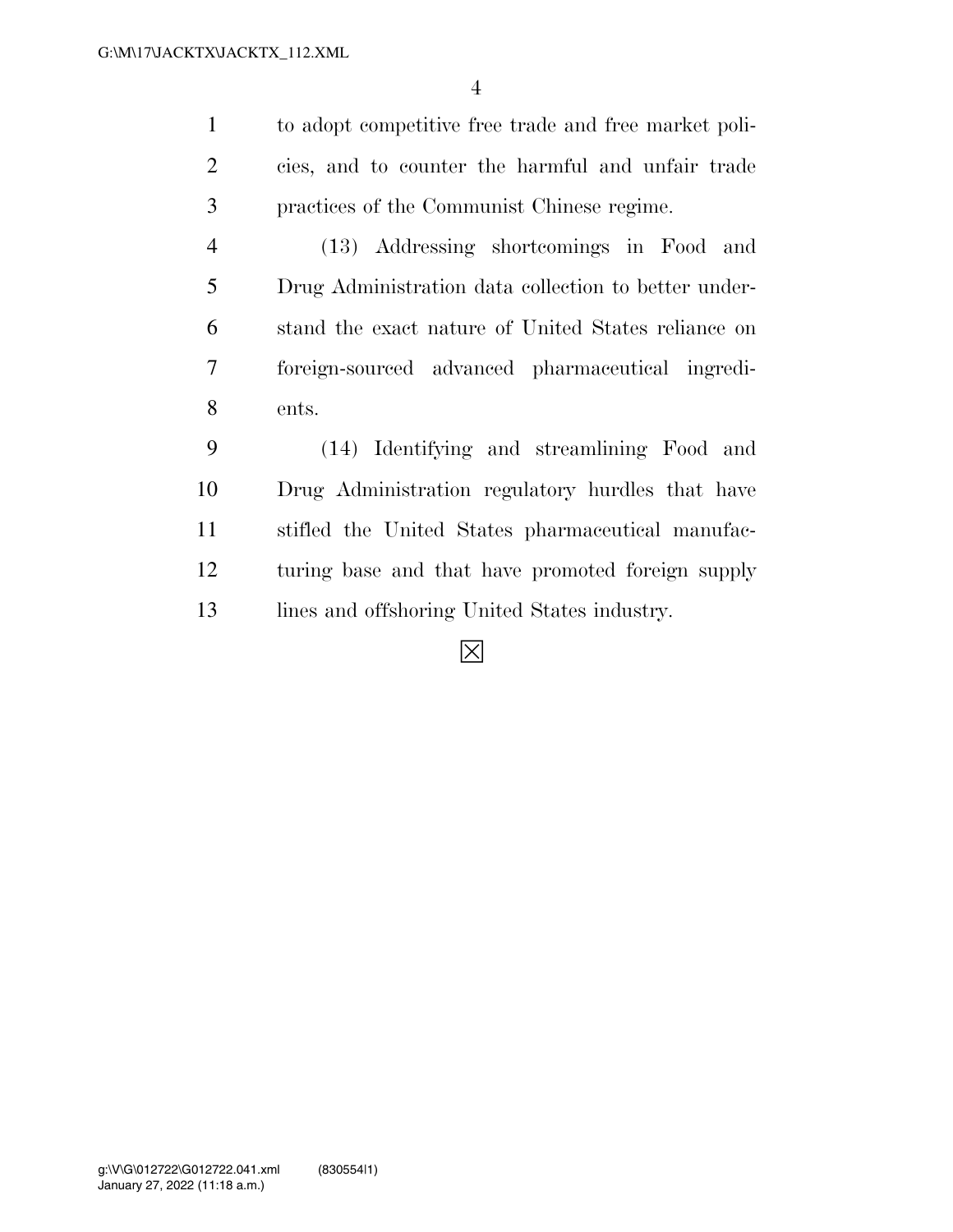to adopt competitive free trade and free market policies, and to counter the harmful and unfair trade practices of the Communist Chinese regime.

(13) Addressing shortcomings in Food and Drug Administration data collection to better understand the exact nature of United States reliance on foreign-sourced advanced pharmaceutical ingredients.

(14) Identifying and streamlining Food and Drug Administration regulatory hurdles that have stifled the United States pharmaceutical manufacturing base and that have promoted foreign supply lines and offshoring United States industry.